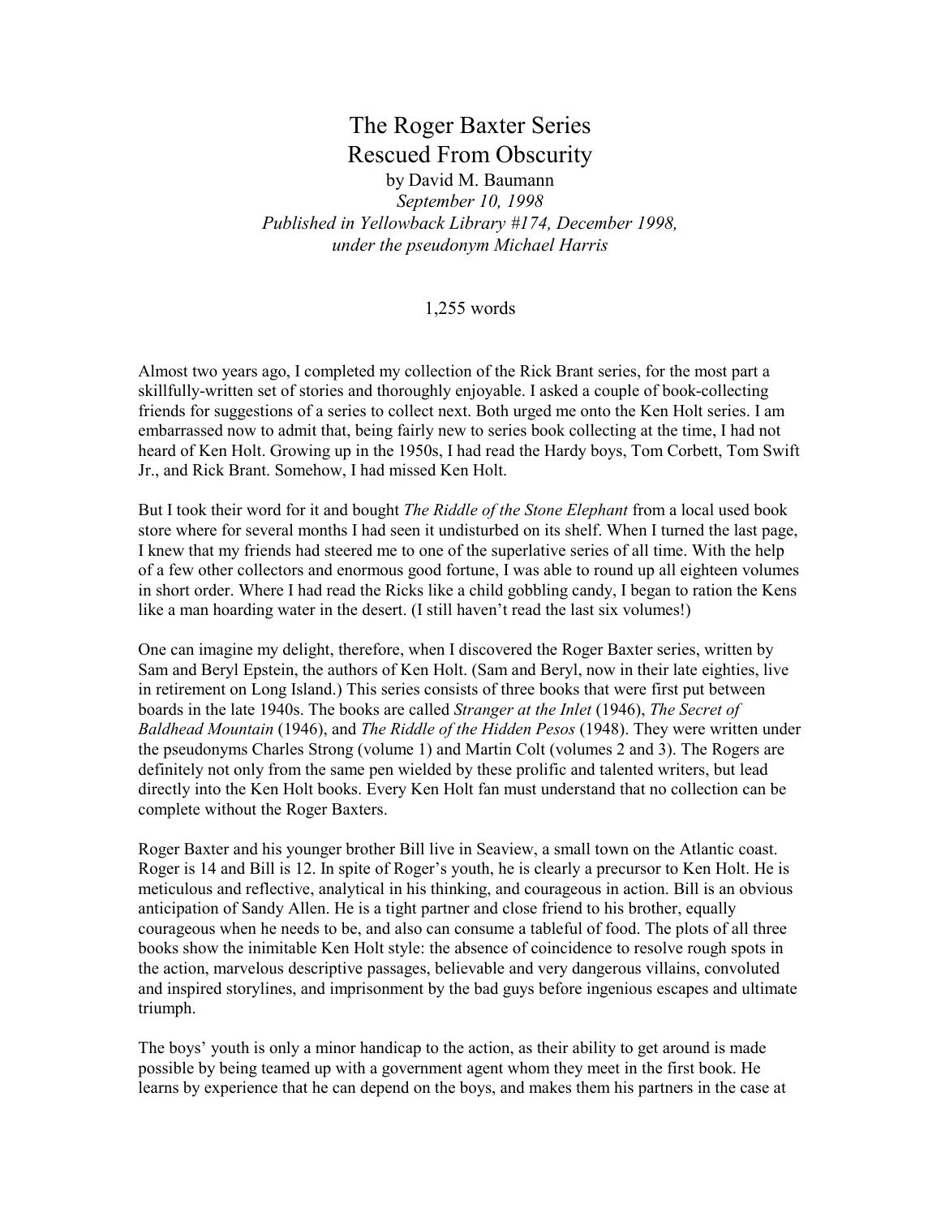# The Roger Baxter Series
## Rescued From Obscurity

by David M. Baumann
*September 10, 1998*
*Published in Yellowback Library #174, December 1998, under the pseudonym Michael Harris*

1,255 words

Almost two years ago, I completed my collection of the Rick Brant series, for the most part a skillfully-written set of stories and thoroughly enjoyable. I asked a couple of book-collecting friends for suggestions of a series to collect next. Both urged me onto the Ken Holt series. I am embarrassed now to admit that, being fairly new to series book collecting at the time, I had not heard of Ken Holt. Growing up in the 1950s, I had read the Hardy boys, Tom Corbett, Tom Swift Jr., and Rick Brant. Somehow, I had missed Ken Holt.

But I took their word for it and bought *The Riddle of the Stone Elephant* from a local used book store where for several months I had seen it undisturbed on its shelf. When I turned the last page, I knew that my friends had steered me to one of the superlative series of all time. With the help of a few other collectors and enormous good fortune, I was able to round up all eighteen volumes in short order. Where I had read the Ricks like a child gobbling candy, I began to ration the Kens like a man hoarding water in the desert. (I still haven't read the last six volumes!)

One can imagine my delight, therefore, when I discovered the Roger Baxter series, written by Sam and Beryl Epstein, the authors of Ken Holt. (Sam and Beryl, now in their late eighties, live in retirement on Long Island.) This series consists of three books that were first put between boards in the late 1940s. The books are called *Stranger at the Inlet* (1946), *The Secret of Baldhead Mountain* (1946), and *The Riddle of the Hidden Pesos* (1948). They were written under the pseudonyms Charles Strong (volume 1) and Martin Colt (volumes 2 and 3). The Rogers are definitely not only from the same pen wielded by these prolific and talented writers, but lead directly into the Ken Holt books. Every Ken Holt fan must understand that no collection can be complete without the Roger Baxters.

Roger Baxter and his younger brother Bill live in Seaview, a small town on the Atlantic coast. Roger is 14 and Bill is 12. In spite of Roger's youth, he is clearly a precursor to Ken Holt. He is meticulous and reflective, analytical in his thinking, and courageous in action. Bill is an obvious anticipation of Sandy Allen. He is a tight partner and close friend to his brother, equally courageous when he needs to be, and also can consume a tableful of food. The plots of all three books show the inimitable Ken Holt style: the absence of coincidence to resolve rough spots in the action, marvelous descriptive passages, believable and very dangerous villains, convoluted and inspired storylines, and imprisonment by the bad guys before ingenious escapes and ultimate triumph.

The boys' youth is only a minor handicap to the action, as their ability to get around is made possible by being teamed up with a government agent whom they meet in the first book. He learns by experience that he can depend on the boys, and makes them his partners in the case at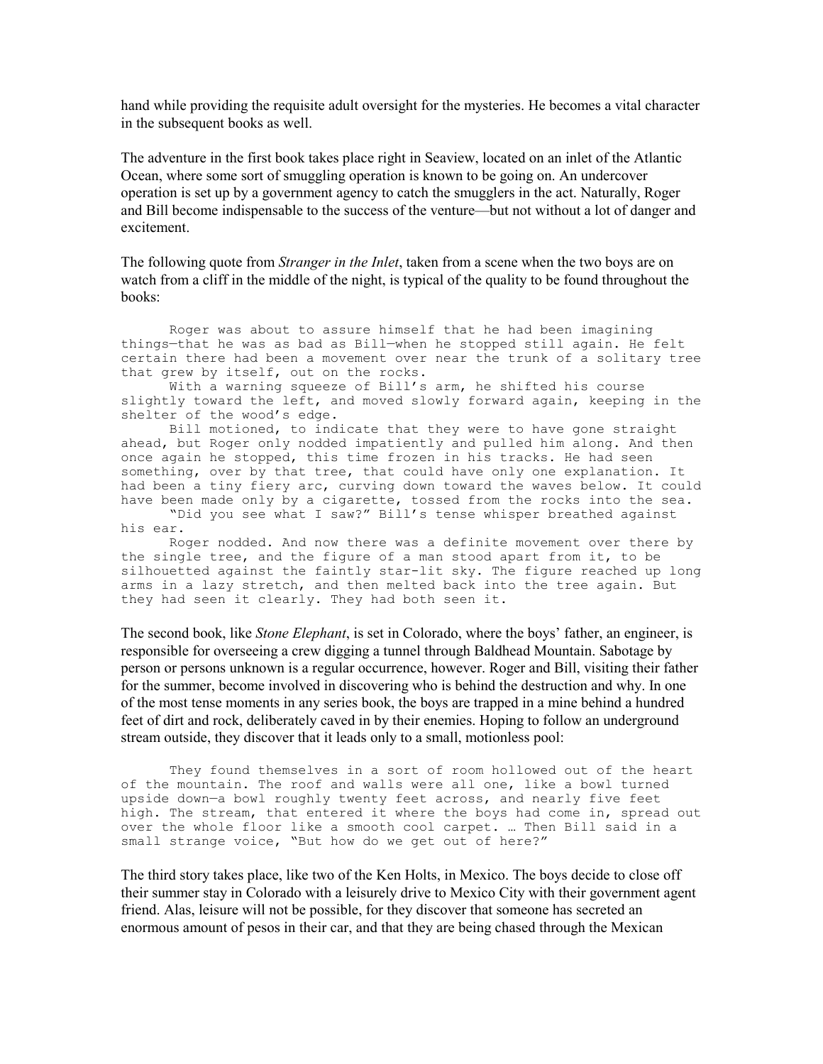hand while providing the requisite adult oversight for the mysteries. He becomes a vital character in the subsequent books as well.

The adventure in the first book takes place right in Seaview, located on an inlet of the Atlantic Ocean, where some sort of smuggling operation is known to be going on. An undercover operation is set up by a government agency to catch the smugglers in the act. Naturally, Roger and Bill become indispensable to the success of the venture—but not without a lot of danger and excitement.

The following quote from *Stranger in the Inlet*, taken from a scene when the two boys are on watch from a cliff in the middle of the night, is typical of the quality to be found throughout the books:

> Roger was about to assure himself that he had been imagining things—that he was as bad as Bill—when he stopped still again. He felt certain there had been a movement over near the trunk of a solitary tree that grew by itself, out on the rocks.
>
> With a warning squeeze of Bill's arm, he shifted his course slightly toward the left, and moved slowly forward again, keeping in the shelter of the wood's edge.
>
> Bill motioned, to indicate that they were to have gone straight ahead, but Roger only nodded impatiently and pulled him along. And then once again he stopped, this time frozen in his tracks. He had seen something, over by that tree, that could have only one explanation. It had been a tiny fiery arc, curving down toward the waves below. It could have been made only by a cigarette, tossed from the rocks into the sea.
>
> "Did you see what I saw?" Bill's tense whisper breathed against his ear.
>
> Roger nodded. And now there was a definite movement over there by the single tree, and the figure of a man stood apart from it, to be silhouetted against the faintly star-lit sky. The figure reached up long arms in a lazy stretch, and then melted back into the tree again. But they had seen it clearly. They had both seen it.

The second book, like *Stone Elephant*, is set in Colorado, where the boys' father, an engineer, is responsible for overseeing a crew digging a tunnel through Baldhead Mountain. Sabotage by person or persons unknown is a regular occurrence, however. Roger and Bill, visiting their father for the summer, become involved in discovering who is behind the destruction and why. In one of the most tense moments in any series book, the boys are trapped in a mine behind a hundred feet of dirt and rock, deliberately caved in by their enemies. Hoping to follow an underground stream outside, they discover that it leads only to a small, motionless pool:

> They found themselves in a sort of room hollowed out of the heart of the mountain. The roof and walls were all one, like a bowl turned upside down—a bowl roughly twenty feet across, and nearly five feet high. The stream, that entered it where the boys had come in, spread out over the whole floor like a smooth cool carpet. … Then Bill said in a small strange voice, "But how do we get out of here?"

The third story takes place, like two of the Ken Holts, in Mexico. The boys decide to close off their summer stay in Colorado with a leisurely drive to Mexico City with their government agent friend. Alas, leisure will not be possible, for they discover that someone has secreted an enormous amount of pesos in their car, and that they are being chased through the Mexican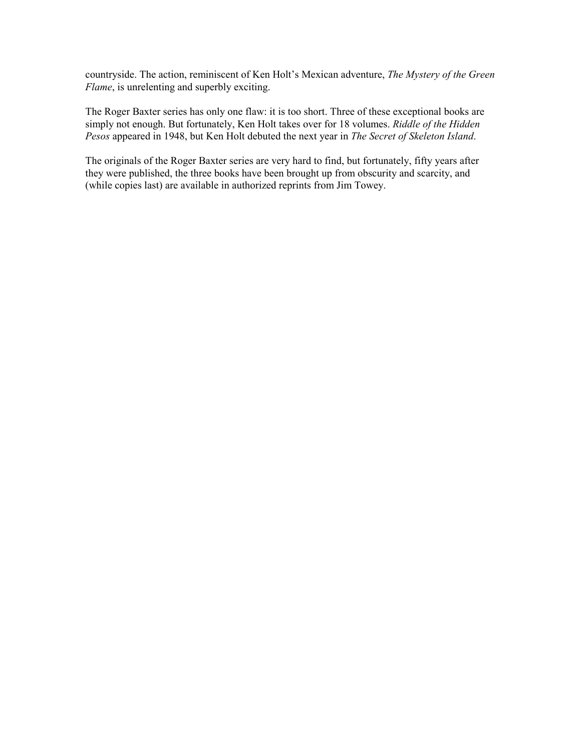countryside. The action, reminiscent of Ken Holt's Mexican adventure, *The Mystery of the Green Flame*, is unrelenting and superbly exciting.

The Roger Baxter series has only one flaw: it is too short. Three of these exceptional books are simply not enough. But fortunately, Ken Holt takes over for 18 volumes. *Riddle of the Hidden Pesos* appeared in 1948, but Ken Holt debuted the next year in *The Secret of Skeleton Island*.

The originals of the Roger Baxter series are very hard to find, but fortunately, fifty years after they were published, the three books have been brought up from obscurity and scarcity, and (while copies last) are available in authorized reprints from Jim Towey.